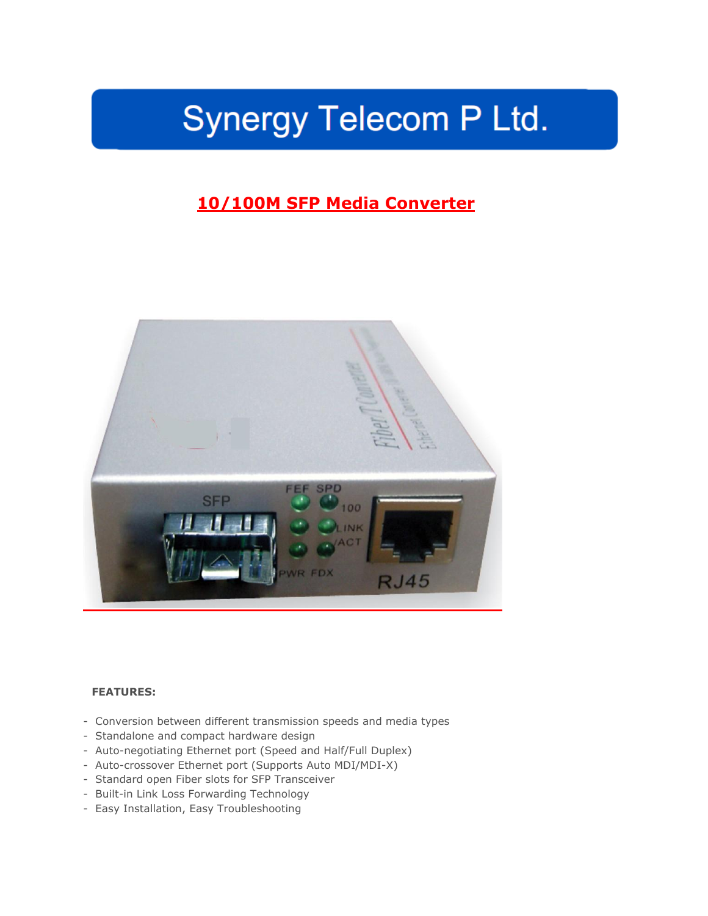# Synergy Telecom P Ltd.

## 10/100M SFP Media Converter

**FEATURES:**

- Conversion between different transmission speeds and media types
- Standalone and compact hardware design
- Auto-negotiating Ethernet port (Speed and Half/Full Duplex)
- Auto-crossover Ethernet port (Supports Auto MDI/MDI-X)
- Standard open Fiber slots for SFP Transceiver
- Built-in Link Loss Forwarding Technology
- Easy Installation, Easy Troubleshooting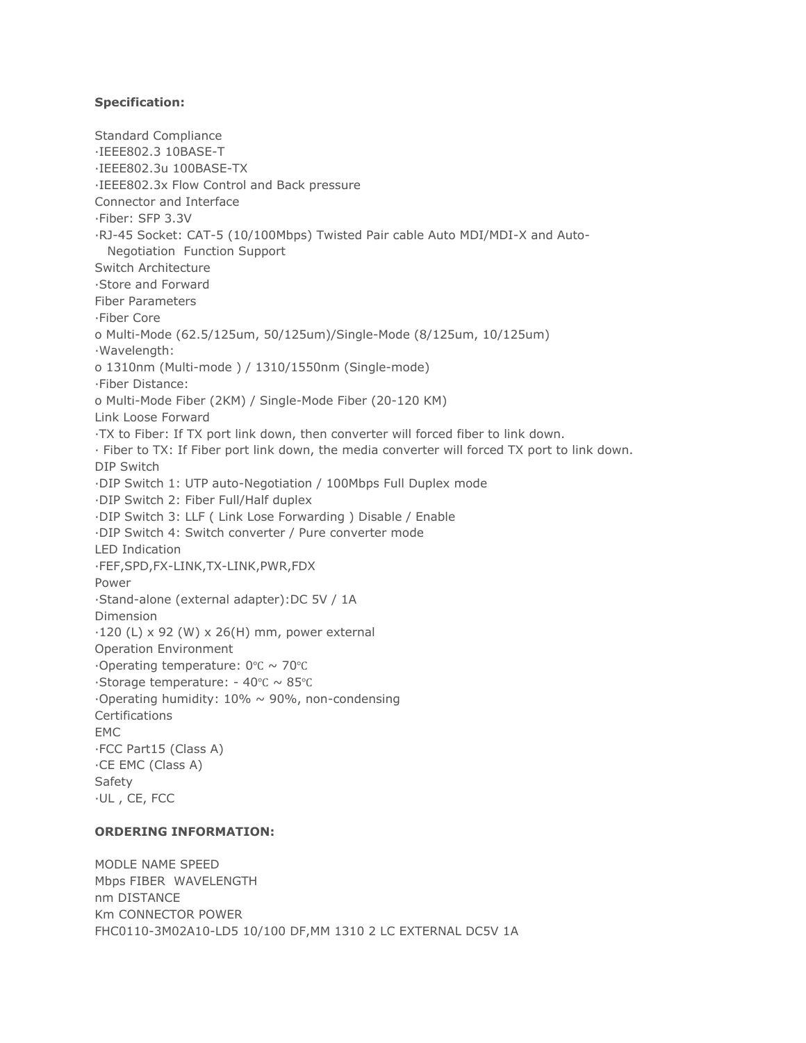**Specification:**

Standard Compliance
·IEEE802.3 10BASE-T
·IEEE802.3u 100BASE-TX
·IEEE802.3x Flow Control and Back pressure
Connector and Interface
·Fiber: SFP 3.3V
·RJ-45 Socket: CAT-5 (10/100Mbps) Twisted Pair cable Auto MDI/MDI-X and Auto-Negotiation Function Support
Switch Architecture
·Store and Forward
Fiber Parameters
·Fiber Core
o Multi-Mode (62.5/125um, 50/125um)/Single-Mode (8/125um, 10/125um)
·Wavelength:
o 1310nm (Multi-mode ) / 1310/1550nm (Single-mode)
·Fiber Distance:
o Multi-Mode Fiber (2KM) / Single-Mode Fiber (20-120 KM)
Link Loose Forward
·TX to Fiber: If TX port link down, then converter will forced fiber to link down.
· Fiber to TX: If Fiber port link down, the media converter will forced TX port to link down.
DIP Switch
·DIP Switch 1: UTP auto-Negotiation / 100Mbps Full Duplex mode
·DIP Switch 2: Fiber Full/Half duplex
·DIP Switch 3: LLF ( Link Lose Forwarding ) Disable / Enable
·DIP Switch 4: Switch converter / Pure converter mode
LED Indication
·FEF,SPD,FX-LINK,TX-LINK,PWR,FDX
Power
·Stand-alone (external adapter):DC 5V / 1A
Dimension
·120 (L) x 92 (W) x 26(H) mm, power external
Operation Environment
·Operating temperature: 0℃ ~ 70℃
·Storage temperature: - 40℃ ~ 85℃
·Operating humidity: 10% ~ 90%, non-condensing
Certifications
EMC
·FCC Part15 (Class A)
·CE EMC (Class A)
Safety
·UL , CE, FCC

**ORDERING INFORMATION:**

MODLE NAME SPEED
Mbps FIBER WAVELENGTH
nm DISTANCE
Km CONNECTOR POWER
FHC0110-3M02A10-LD5 10/100 DF,MM 1310 2 LC EXTERNAL DC5V 1A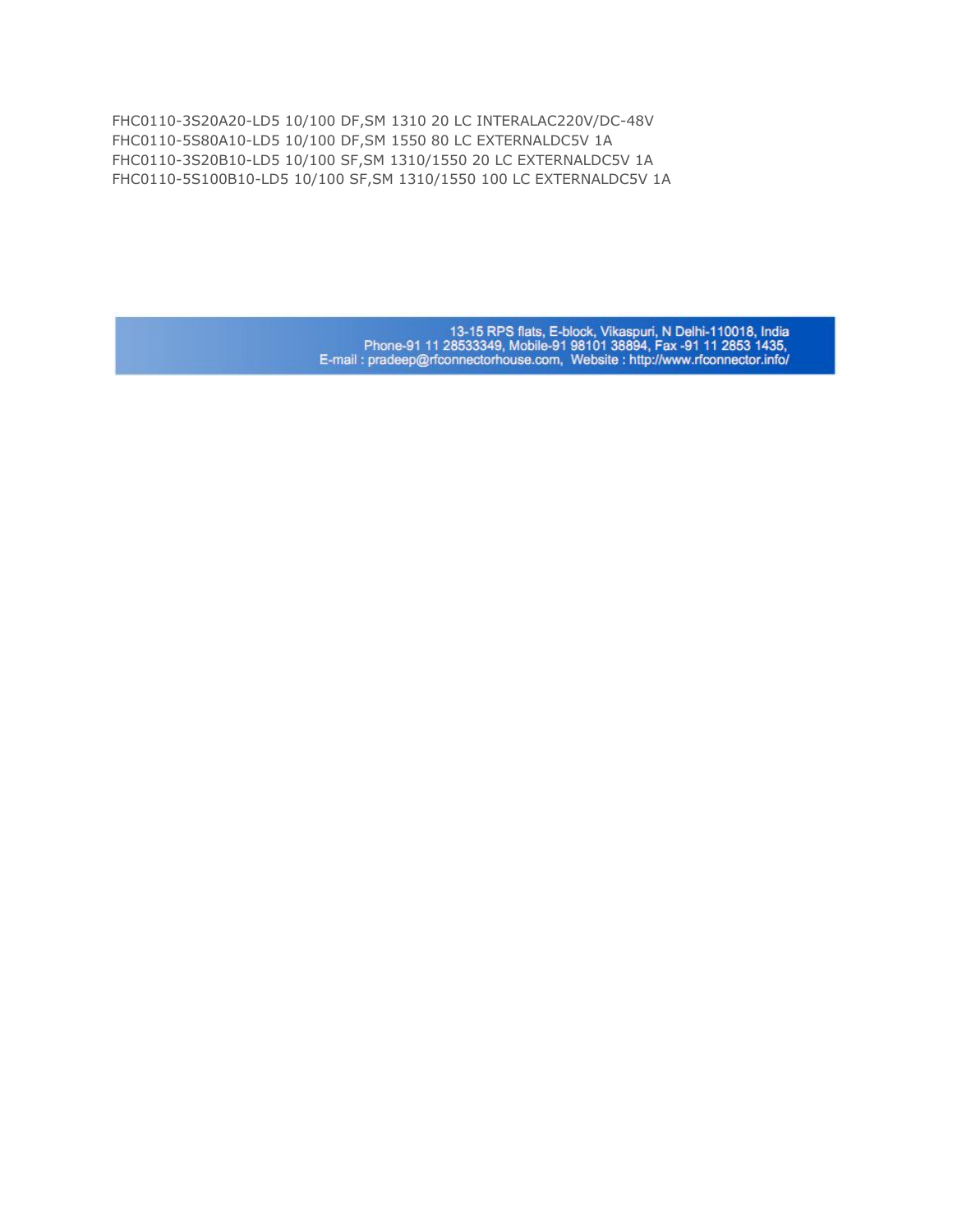FHC0110-3S20A20-LD5 10/100 DF,SM 1310 20 LC INTERALAC220V/DC-48V
FHC0110-5S80A10-LD5 10/100 DF,SM 1550 80 LC EXTERNALDC5V 1A
FHC0110-3S20B10-LD5 10/100 SF,SM 1310/1550 20 LC EXTERNALDC5V 1A
FHC0110-5S100B10-LD5 10/100 SF,SM 1310/1550 100 LC EXTERNALDC5V 1A

13-15 RPS flats, E-block, Vikaspuri, N Delhi-110018, India
Phone-91 11 28533349, Mobile-91 98101 38894, Fax -91 11 2853 1435,
E-mail : pradeep@rfconnectorhouse.com, Website : http://www.rfconnector.info/